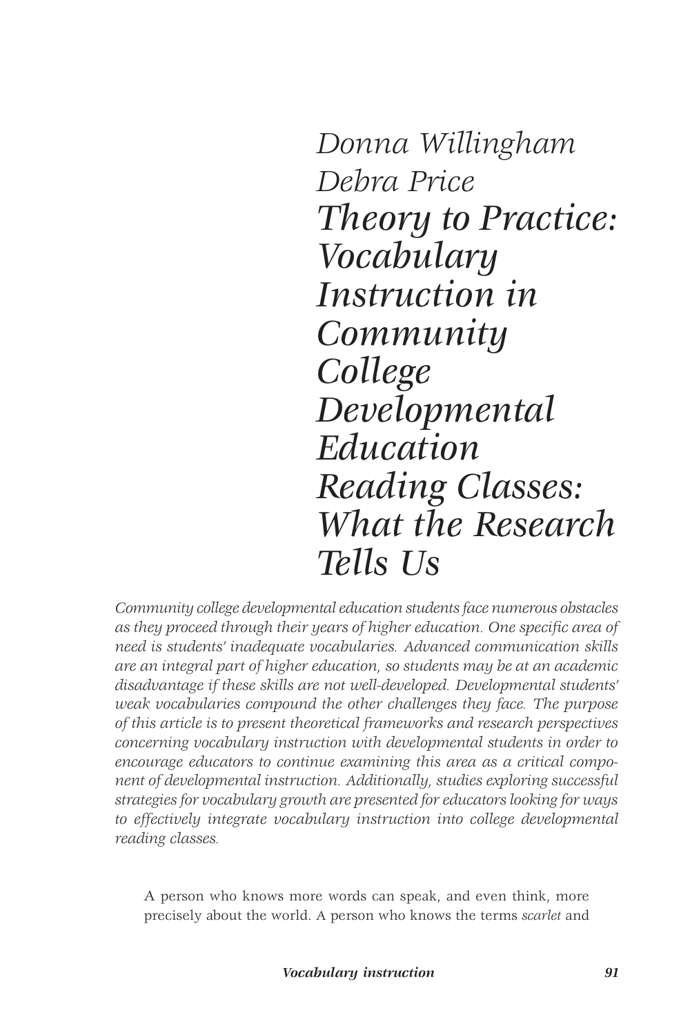*Donna Willingham*
*Debra Price*

# *Theory to Practice: Vocabulary Instruction in Community College Developmental Education Reading Classes: What the Research Tells Us*

*Community college developmental education students face numerous obstacles as they proceed through their years of higher education. One specific area of need is students' inadequate vocabularies. Advanced communication skills are an integral part of higher education, so students may be at an academic disadvantage if these skills are not well-developed. Developmental students' weak vocabularies compound the other challenges they face. The purpose of this article is to present theoretical frameworks and research perspectives concerning vocabulary instruction with developmental students in order to encourage educators to continue examining this area as a critical component of developmental instruction. Additionally, studies exploring successful strategies for vocabulary growth are presented for educators looking for ways to effectively integrate vocabulary instruction into college developmental reading classes.*

> A person who knows more words can speak, and even think, more precisely about the world. A person who knows the terms *scarlet* and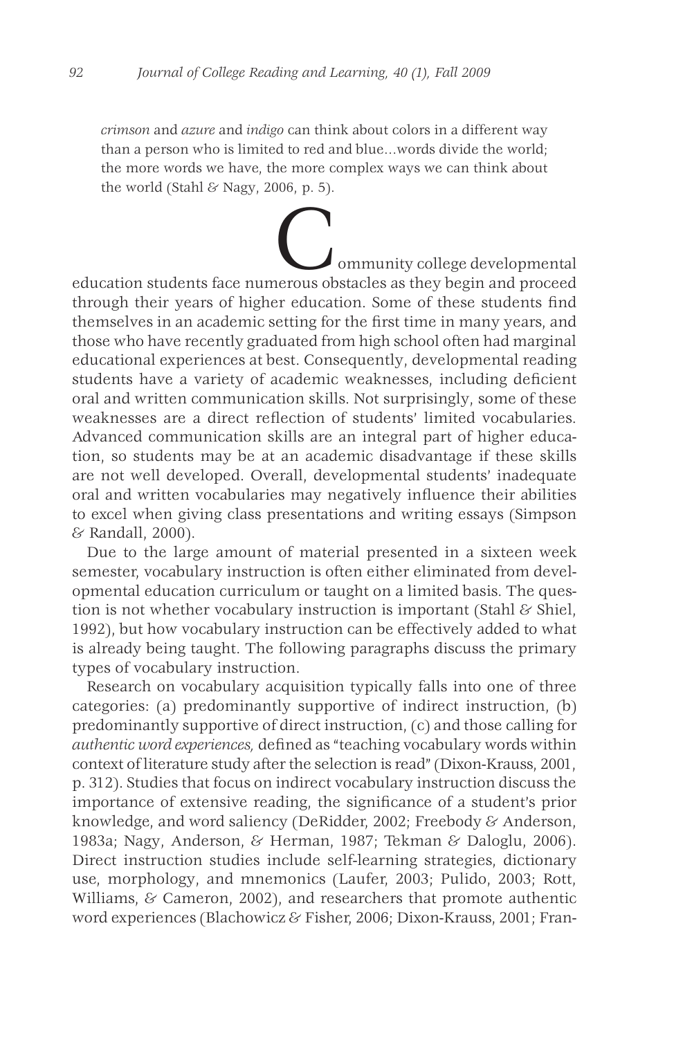*crimson* and *azure* and *indigo* can think about colors in a different way than a person who is limited to red and blue...words divide the world; the more words we have, the more complex ways we can think about the world (Stahl & Nagy, 2006, p. 5).

Community college developmental education students face numerous obstacles as they begin and proceed through their years of higher education. Some of these students find themselves in an academic setting for the first time in many years, and those who have recently graduated from high school often had marginal educational experiences at best. Consequently, developmental reading students have a variety of academic weaknesses, including deficient oral and written communication skills. Not surprisingly, some of these weaknesses are a direct reflection of students' limited vocabularies. Advanced communication skills are an integral part of higher education, so students may be at an academic disadvantage if these skills are not well developed. Overall, developmental students' inadequate oral and written vocabularies may negatively influence their abilities to excel when giving class presentations and writing essays (Simpson & Randall, 2000).

Due to the large amount of material presented in a sixteen week semester, vocabulary instruction is often either eliminated from developmental education curriculum or taught on a limited basis. The question is not whether vocabulary instruction is important (Stahl & Shiel, 1992), but how vocabulary instruction can be effectively added to what is already being taught. The following paragraphs discuss the primary types of vocabulary instruction.

Research on vocabulary acquisition typically falls into one of three categories: (a) predominantly supportive of indirect instruction, (b) predominantly supportive of direct instruction, (c) and those calling for *authentic word experiences,* defined as "teaching vocabulary words within context of literature study after the selection is read" (Dixon-Krauss, 2001, p. 312). Studies that focus on indirect vocabulary instruction discuss the importance of extensive reading, the significance of a student's prior knowledge, and word saliency (DeRidder, 2002; Freebody & Anderson, 1983a; Nagy, Anderson, & Herman, 1987; Tekman & Daloglu, 2006). Direct instruction studies include self-learning strategies, dictionary use, morphology, and mnemonics (Laufer, 2003; Pulido, 2003; Rott, Williams, & Cameron, 2002), and researchers that promote authentic word experiences (Blachowicz & Fisher, 2006; Dixon-Krauss, 2001; Fran-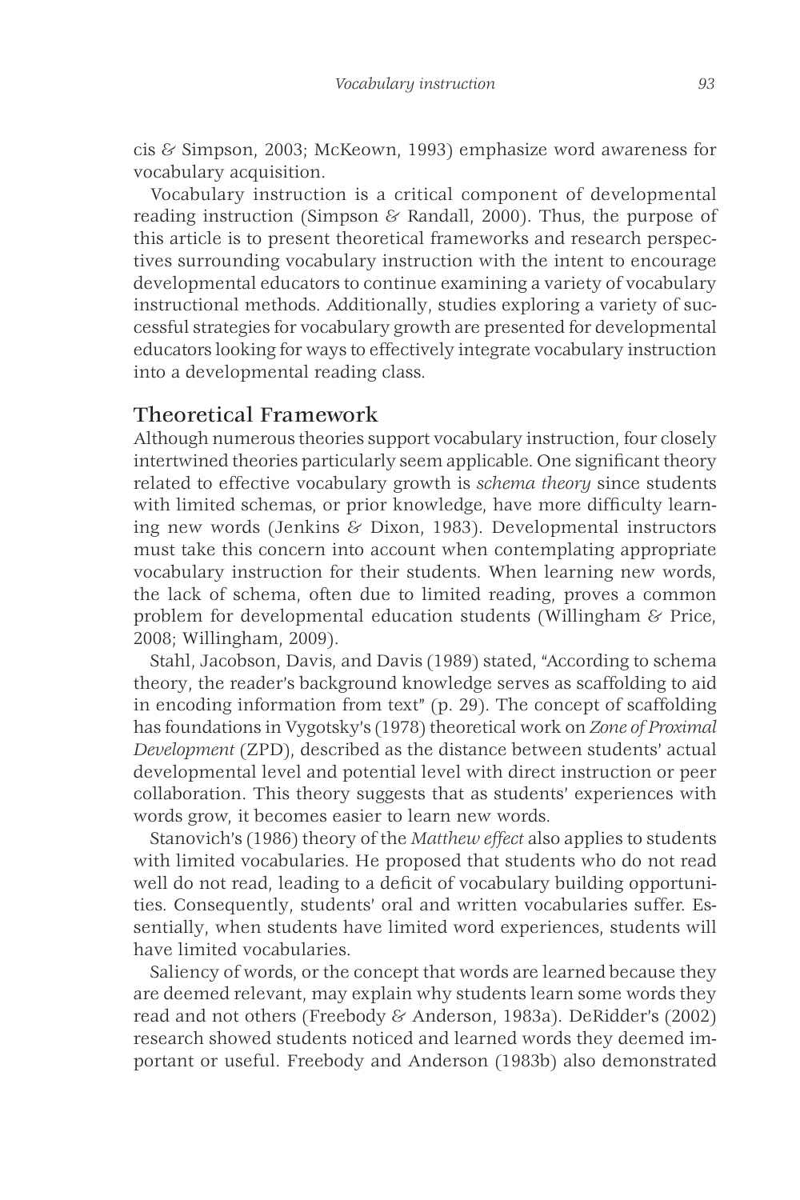cis & Simpson, 2003; McKeown, 1993) emphasize word awareness for vocabulary acquisition.

Vocabulary instruction is a critical component of developmental reading instruction (Simpson & Randall, 2000). Thus, the purpose of this article is to present theoretical frameworks and research perspectives surrounding vocabulary instruction with the intent to encourage developmental educators to continue examining a variety of vocabulary instructional methods. Additionally, studies exploring a variety of successful strategies for vocabulary growth are presented for developmental educators looking for ways to effectively integrate vocabulary instruction into a developmental reading class.

## Theoretical Framework

Although numerous theories support vocabulary instruction, four closely intertwined theories particularly seem applicable. One significant theory related to effective vocabulary growth is *schema theory* since students with limited schemas, or prior knowledge, have more difficulty learning new words (Jenkins & Dixon, 1983). Developmental instructors must take this concern into account when contemplating appropriate vocabulary instruction for their students. When learning new words, the lack of schema, often due to limited reading, proves a common problem for developmental education students (Willingham & Price, 2008; Willingham, 2009).

Stahl, Jacobson, Davis, and Davis (1989) stated, "According to schema theory, the reader's background knowledge serves as scaffolding to aid in encoding information from text" (p. 29). The concept of scaffolding has foundations in Vygotsky's (1978) theoretical work on *Zone of Proximal Development* (ZPD), described as the distance between students' actual developmental level and potential level with direct instruction or peer collaboration. This theory suggests that as students' experiences with words grow, it becomes easier to learn new words.

Stanovich's (1986) theory of the *Matthew effect* also applies to students with limited vocabularies. He proposed that students who do not read well do not read, leading to a deficit of vocabulary building opportunities. Consequently, students' oral and written vocabularies suffer. Essentially, when students have limited word experiences, students will have limited vocabularies.

Saliency of words, or the concept that words are learned because they are deemed relevant, may explain why students learn some words they read and not others (Freebody & Anderson, 1983a). DeRidder's (2002) research showed students noticed and learned words they deemed important or useful. Freebody and Anderson (1983b) also demonstrated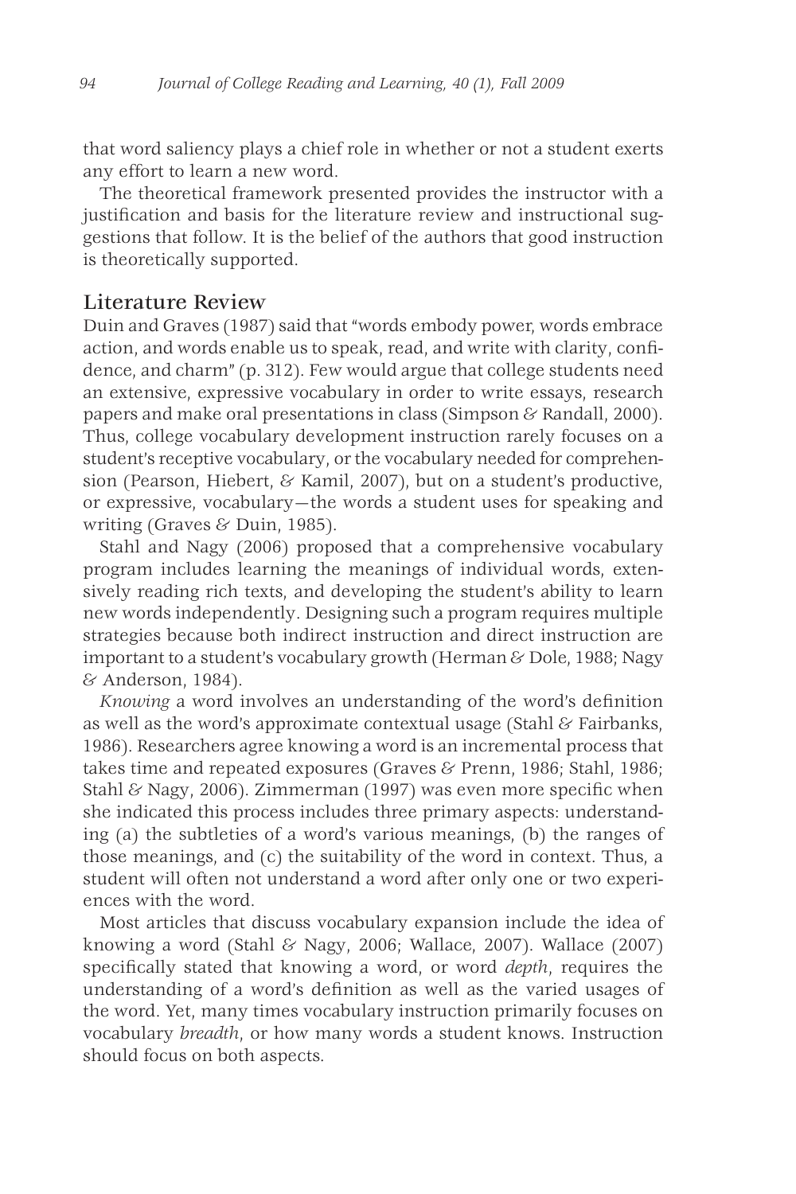that word saliency plays a chief role in whether or not a student exerts any effort to learn a new word.

The theoretical framework presented provides the instructor with a justification and basis for the literature review and instructional suggestions that follow. It is the belief of the authors that good instruction is theoretically supported.

## Literature Review

Duin and Graves (1987) said that "words embody power, words embrace action, and words enable us to speak, read, and write with clarity, confidence, and charm" (p. 312). Few would argue that college students need an extensive, expressive vocabulary in order to write essays, research papers and make oral presentations in class (Simpson & Randall, 2000). Thus, college vocabulary development instruction rarely focuses on a student's receptive vocabulary, or the vocabulary needed for comprehension (Pearson, Hiebert, & Kamil, 2007), but on a student's productive, or expressive, vocabulary—the words a student uses for speaking and writing (Graves & Duin, 1985).

Stahl and Nagy (2006) proposed that a comprehensive vocabulary program includes learning the meanings of individual words, extensively reading rich texts, and developing the student's ability to learn new words independently. Designing such a program requires multiple strategies because both indirect instruction and direct instruction are important to a student's vocabulary growth (Herman & Dole, 1988; Nagy & Anderson, 1984).

*Knowing* a word involves an understanding of the word's definition as well as the word's approximate contextual usage (Stahl & Fairbanks, 1986). Researchers agree knowing a word is an incremental process that takes time and repeated exposures (Graves & Prenn, 1986; Stahl, 1986; Stahl & Nagy, 2006). Zimmerman (1997) was even more specific when she indicated this process includes three primary aspects: understanding (a) the subtleties of a word's various meanings, (b) the ranges of those meanings, and (c) the suitability of the word in context. Thus, a student will often not understand a word after only one or two experiences with the word.

Most articles that discuss vocabulary expansion include the idea of knowing a word (Stahl & Nagy, 2006; Wallace, 2007). Wallace (2007) specifically stated that knowing a word, or word *depth*, requires the understanding of a word's definition as well as the varied usages of the word. Yet, many times vocabulary instruction primarily focuses on vocabulary *breadth*, or how many words a student knows. Instruction should focus on both aspects.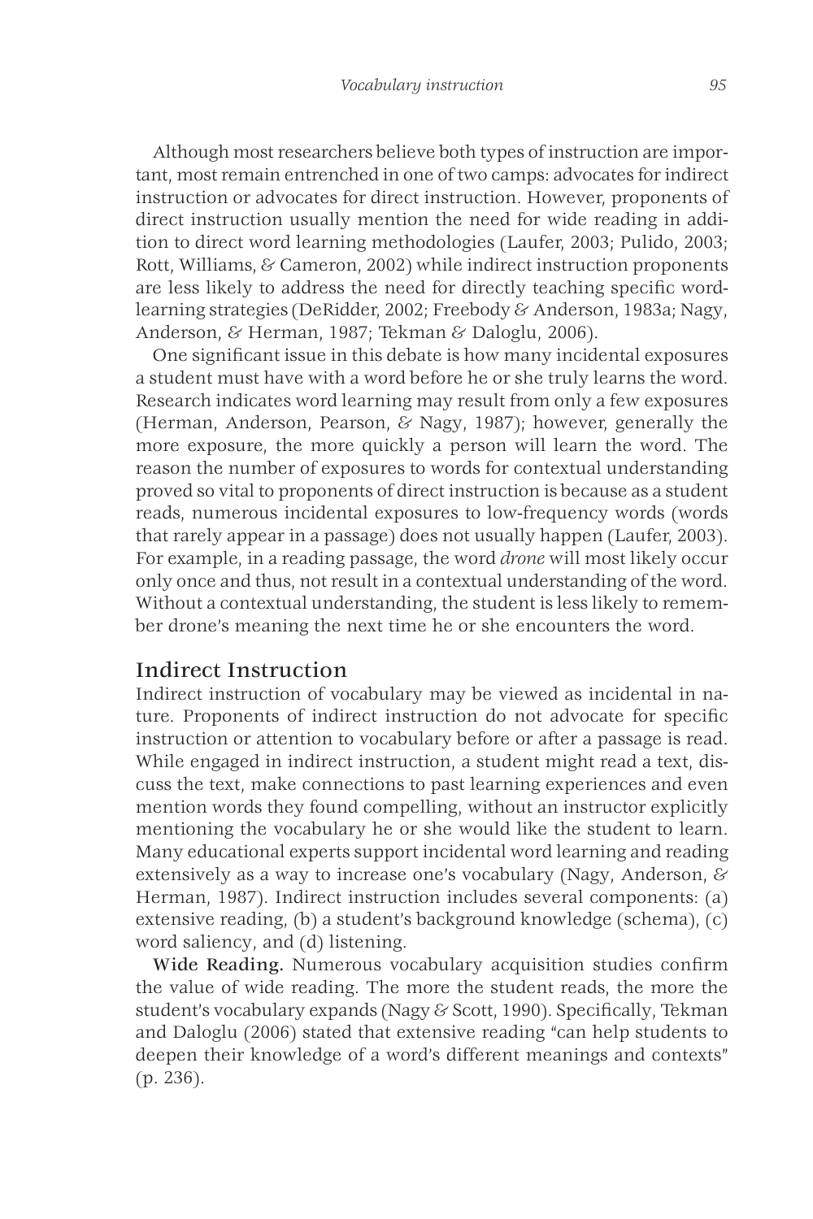Although most researchers believe both types of instruction are important, most remain entrenched in one of two camps: advocates for indirect instruction or advocates for direct instruction. However, proponents of direct instruction usually mention the need for wide reading in addition to direct word learning methodologies (Laufer, 2003; Pulido, 2003; Rott, Williams, & Cameron, 2002) while indirect instruction proponents are less likely to address the need for directly teaching specific word-learning strategies (DeRidder, 2002; Freebody & Anderson, 1983a; Nagy, Anderson, & Herman, 1987; Tekman & Daloglu, 2006).

One significant issue in this debate is how many incidental exposures a student must have with a word before he or she truly learns the word. Research indicates word learning may result from only a few exposures (Herman, Anderson, Pearson, & Nagy, 1987); however, generally the more exposure, the more quickly a person will learn the word. The reason the number of exposures to words for contextual understanding proved so vital to proponents of direct instruction is because as a student reads, numerous incidental exposures to low-frequency words (words that rarely appear in a passage) does not usually happen (Laufer, 2003). For example, in a reading passage, the word *drone* will most likely occur only once and thus, not result in a contextual understanding of the word. Without a contextual understanding, the student is less likely to remember drone's meaning the next time he or she encounters the word.

## Indirect Instruction

Indirect instruction of vocabulary may be viewed as incidental in nature. Proponents of indirect instruction do not advocate for specific instruction or attention to vocabulary before or after a passage is read. While engaged in indirect instruction, a student might read a text, discuss the text, make connections to past learning experiences and even mention words they found compelling, without an instructor explicitly mentioning the vocabulary he or she would like the student to learn. Many educational experts support incidental word learning and reading extensively as a way to increase one's vocabulary (Nagy, Anderson, & Herman, 1987). Indirect instruction includes several components: (a) extensive reading, (b) a student's background knowledge (schema), (c) word saliency, and (d) listening.

**Wide Reading.** Numerous vocabulary acquisition studies confirm the value of wide reading. The more the student reads, the more the student's vocabulary expands (Nagy & Scott, 1990). Specifically, Tekman and Daloglu (2006) stated that extensive reading "can help students to deepen their knowledge of a word's different meanings and contexts" (p. 236).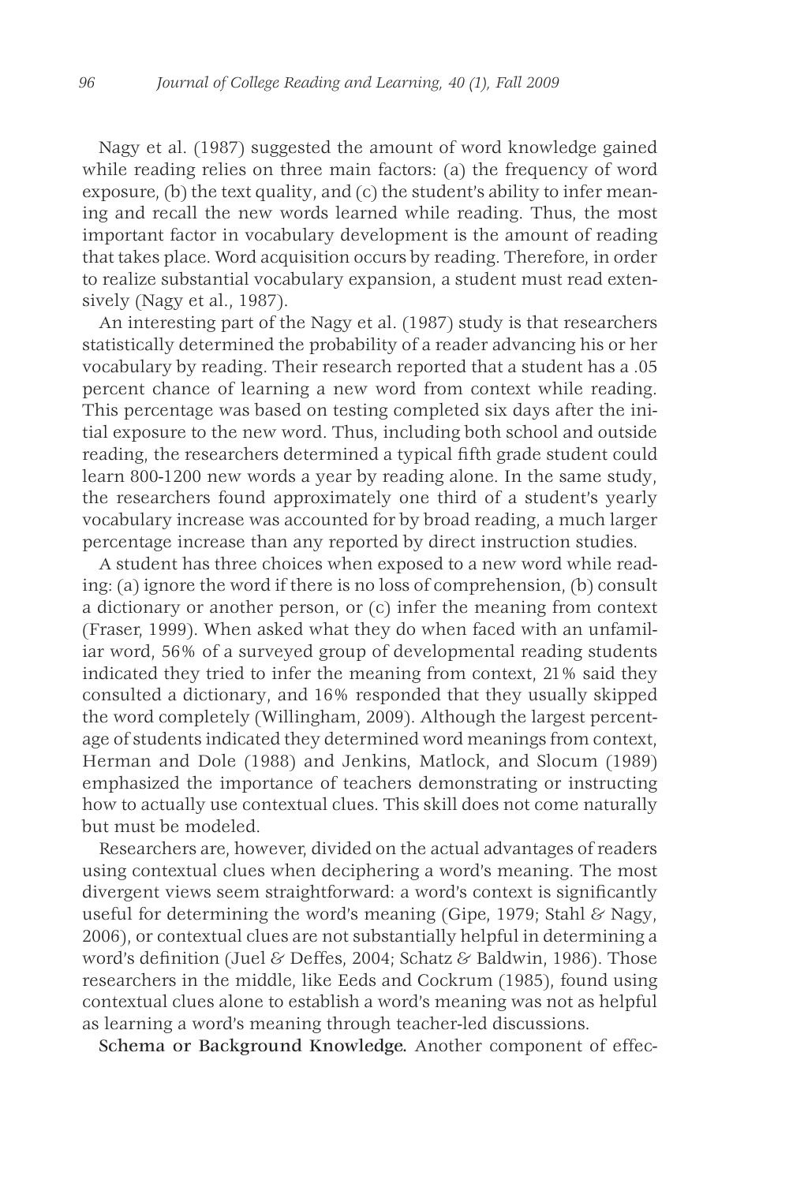Nagy et al. (1987) suggested the amount of word knowledge gained while reading relies on three main factors: (a) the frequency of word exposure, (b) the text quality, and (c) the student's ability to infer meaning and recall the new words learned while reading. Thus, the most important factor in vocabulary development is the amount of reading that takes place. Word acquisition occurs by reading. Therefore, in order to realize substantial vocabulary expansion, a student must read extensively (Nagy et al., 1987).

An interesting part of the Nagy et al. (1987) study is that researchers statistically determined the probability of a reader advancing his or her vocabulary by reading. Their research reported that a student has a .05 percent chance of learning a new word from context while reading. This percentage was based on testing completed six days after the initial exposure to the new word. Thus, including both school and outside reading, the researchers determined a typical fifth grade student could learn 800-1200 new words a year by reading alone. In the same study, the researchers found approximately one third of a student's yearly vocabulary increase was accounted for by broad reading, a much larger percentage increase than any reported by direct instruction studies.

A student has three choices when exposed to a new word while reading: (a) ignore the word if there is no loss of comprehension, (b) consult a dictionary or another person, or (c) infer the meaning from context (Fraser, 1999). When asked what they do when faced with an unfamiliar word, 56% of a surveyed group of developmental reading students indicated they tried to infer the meaning from context, 21% said they consulted a dictionary, and 16% responded that they usually skipped the word completely (Willingham, 2009). Although the largest percentage of students indicated they determined word meanings from context, Herman and Dole (1988) and Jenkins, Matlock, and Slocum (1989) emphasized the importance of teachers demonstrating or instructing how to actually use contextual clues. This skill does not come naturally but must be modeled.

Researchers are, however, divided on the actual advantages of readers using contextual clues when deciphering a word's meaning. The most divergent views seem straightforward: a word's context is significantly useful for determining the word's meaning (Gipe, 1979; Stahl & Nagy, 2006), or contextual clues are not substantially helpful in determining a word's definition (Juel & Deffes, 2004; Schatz & Baldwin, 1986). Those researchers in the middle, like Eeds and Cockrum (1985), found using contextual clues alone to establish a word's meaning was not as helpful as learning a word's meaning through teacher-led discussions.

**Schema or Background Knowledge.** Another component of effec-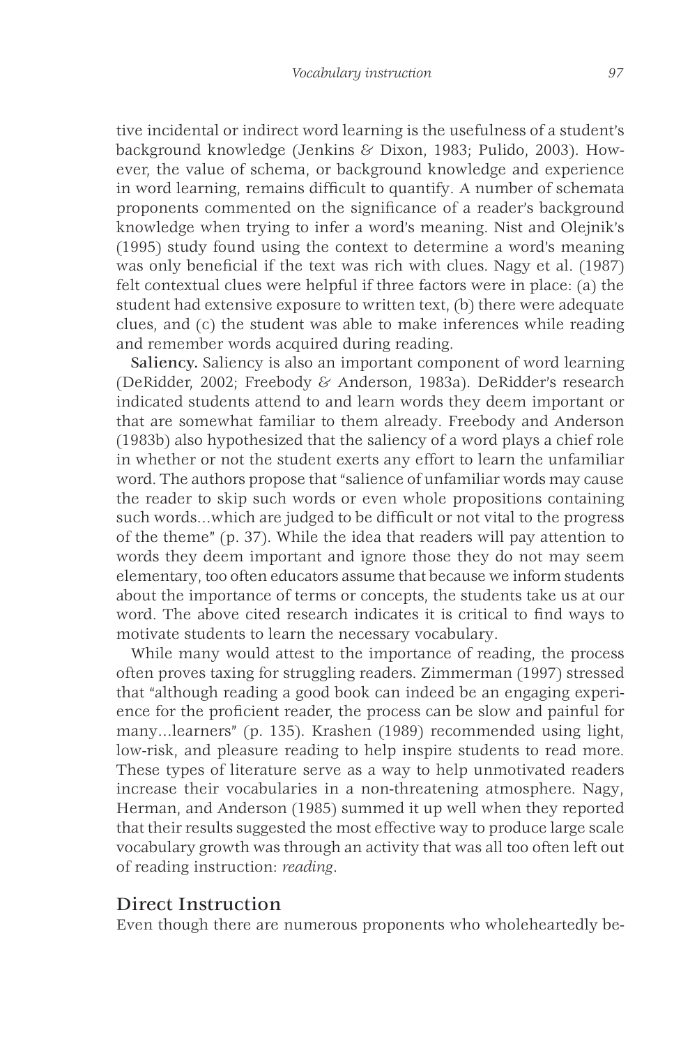tive incidental or indirect word learning is the usefulness of a student's background knowledge (Jenkins & Dixon, 1983; Pulido, 2003). However, the value of schema, or background knowledge and experience in word learning, remains difficult to quantify. A number of schemata proponents commented on the significance of a reader's background knowledge when trying to infer a word's meaning. Nist and Olejnik's (1995) study found using the context to determine a word's meaning was only beneficial if the text was rich with clues. Nagy et al. (1987) felt contextual clues were helpful if three factors were in place: (a) the student had extensive exposure to written text, (b) there were adequate clues, and (c) the student was able to make inferences while reading and remember words acquired during reading.

**Saliency.** Saliency is also an important component of word learning (DeRidder, 2002; Freebody & Anderson, 1983a). DeRidder's research indicated students attend to and learn words they deem important or that are somewhat familiar to them already. Freebody and Anderson (1983b) also hypothesized that the saliency of a word plays a chief role in whether or not the student exerts any effort to learn the unfamiliar word. The authors propose that "salience of unfamiliar words may cause the reader to skip such words or even whole propositions containing such words…which are judged to be difficult or not vital to the progress of the theme" (p. 37). While the idea that readers will pay attention to words they deem important and ignore those they do not may seem elementary, too often educators assume that because we inform students about the importance of terms or concepts, the students take us at our word. The above cited research indicates it is critical to find ways to motivate students to learn the necessary vocabulary.

While many would attest to the importance of reading, the process often proves taxing for struggling readers. Zimmerman (1997) stressed that "although reading a good book can indeed be an engaging experience for the proficient reader, the process can be slow and painful for many…learners" (p. 135). Krashen (1989) recommended using light, low-risk, and pleasure reading to help inspire students to read more. These types of literature serve as a way to help unmotivated readers increase their vocabularies in a non-threatening atmosphere. Nagy, Herman, and Anderson (1985) summed it up well when they reported that their results suggested the most effective way to produce large scale vocabulary growth was through an activity that was all too often left out of reading instruction: *reading*.

## Direct Instruction

Even though there are numerous proponents who wholeheartedly be-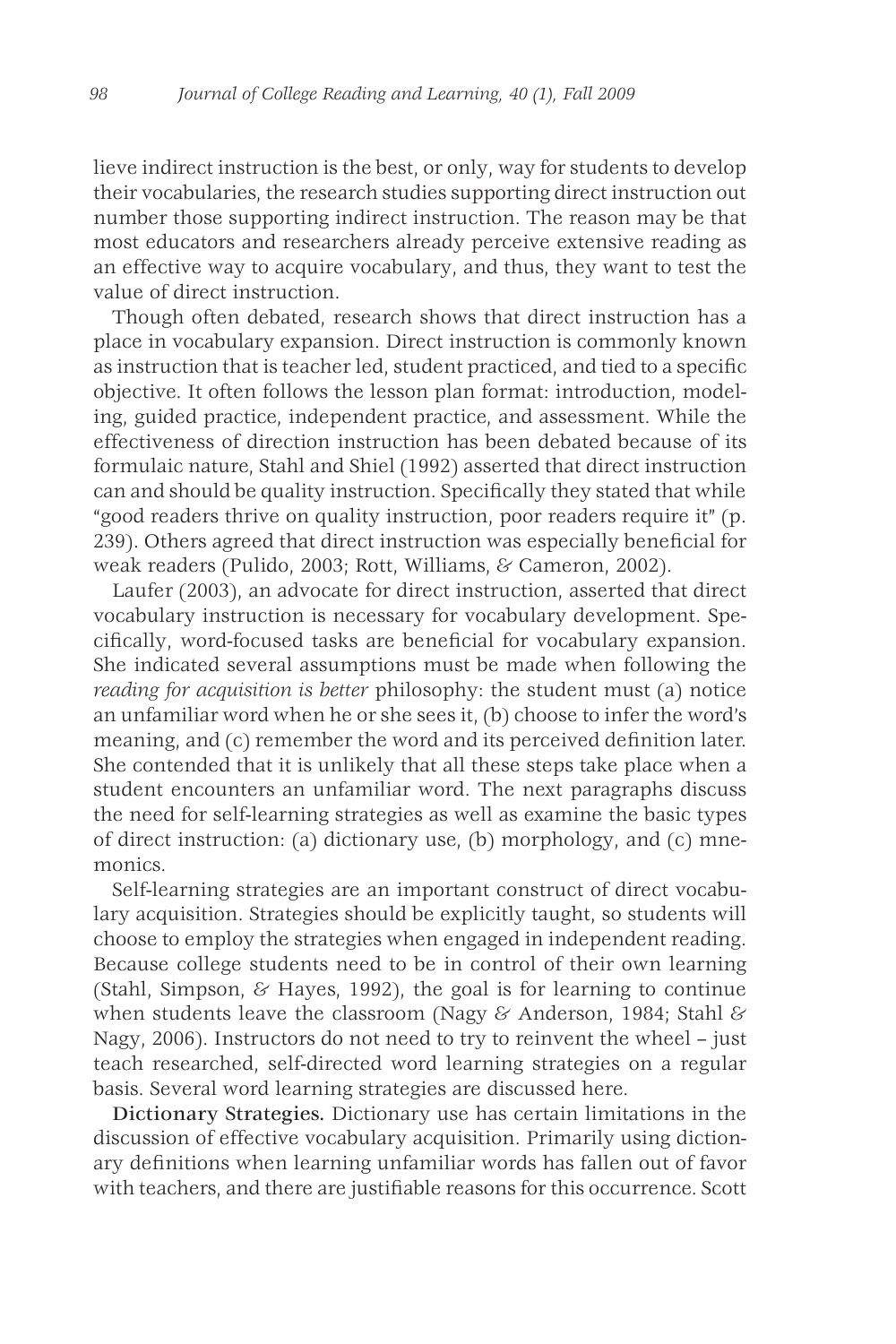lieve indirect instruction is the best, or only, way for students to develop their vocabularies, the research studies supporting direct instruction out number those supporting indirect instruction. The reason may be that most educators and researchers already perceive extensive reading as an effective way to acquire vocabulary, and thus, they want to test the value of direct instruction.

Though often debated, research shows that direct instruction has a place in vocabulary expansion. Direct instruction is commonly known as instruction that is teacher led, student practiced, and tied to a specific objective. It often follows the lesson plan format: introduction, modeling, guided practice, independent practice, and assessment. While the effectiveness of direction instruction has been debated because of its formulaic nature, Stahl and Shiel (1992) asserted that direct instruction can and should be quality instruction. Specifically they stated that while "good readers thrive on quality instruction, poor readers require it" (p. 239). Others agreed that direct instruction was especially beneficial for weak readers (Pulido, 2003; Rott, Williams, & Cameron, 2002).

Laufer (2003), an advocate for direct instruction, asserted that direct vocabulary instruction is necessary for vocabulary development. Specifically, word-focused tasks are beneficial for vocabulary expansion. She indicated several assumptions must be made when following the *reading for acquisition is better* philosophy: the student must (a) notice an unfamiliar word when he or she sees it, (b) choose to infer the word's meaning, and (c) remember the word and its perceived definition later. She contended that it is unlikely that all these steps take place when a student encounters an unfamiliar word. The next paragraphs discuss the need for self-learning strategies as well as examine the basic types of direct instruction: (a) dictionary use, (b) morphology, and (c) mnemonics.

Self-learning strategies are an important construct of direct vocabulary acquisition. Strategies should be explicitly taught, so students will choose to employ the strategies when engaged in independent reading. Because college students need to be in control of their own learning (Stahl, Simpson, & Hayes, 1992), the goal is for learning to continue when students leave the classroom (Nagy & Anderson, 1984; Stahl & Nagy, 2006). Instructors do not need to try to reinvent the wheel – just teach researched, self-directed word learning strategies on a regular basis. Several word learning strategies are discussed here.

**Dictionary Strategies.** Dictionary use has certain limitations in the discussion of effective vocabulary acquisition. Primarily using dictionary definitions when learning unfamiliar words has fallen out of favor with teachers, and there are justifiable reasons for this occurrence. Scott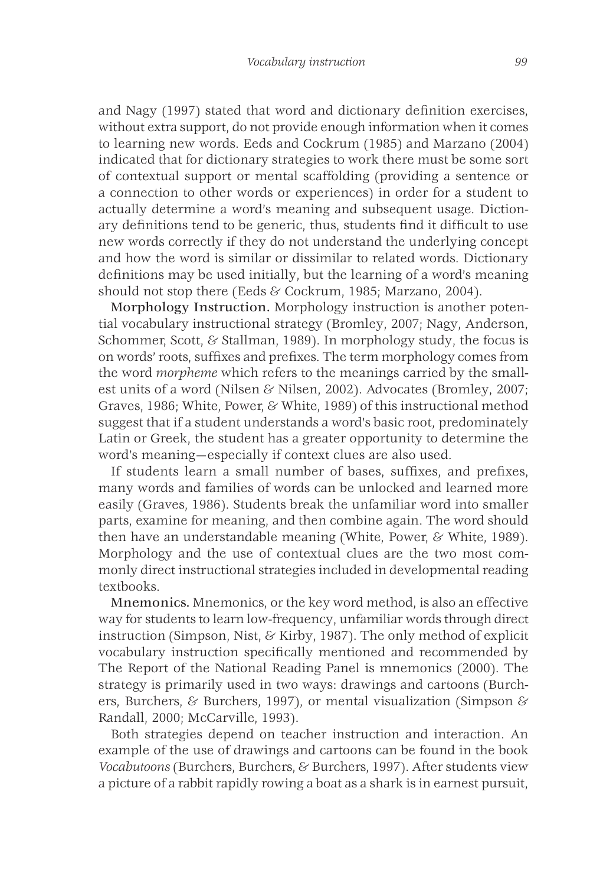and Nagy (1997) stated that word and dictionary definition exercises, without extra support, do not provide enough information when it comes to learning new words. Eeds and Cockrum (1985) and Marzano (2004) indicated that for dictionary strategies to work there must be some sort of contextual support or mental scaffolding (providing a sentence or a connection to other words or experiences) in order for a student to actually determine a word's meaning and subsequent usage. Dictionary definitions tend to be generic, thus, students find it difficult to use new words correctly if they do not understand the underlying concept and how the word is similar or dissimilar to related words. Dictionary definitions may be used initially, but the learning of a word's meaning should not stop there (Eeds & Cockrum, 1985; Marzano, 2004).

**Morphology Instruction.** Morphology instruction is another potential vocabulary instructional strategy (Bromley, 2007; Nagy, Anderson, Schommer, Scott, & Stallman, 1989). In morphology study, the focus is on words' roots, suffixes and prefixes. The term morphology comes from the word *morpheme* which refers to the meanings carried by the smallest units of a word (Nilsen & Nilsen, 2002). Advocates (Bromley, 2007; Graves, 1986; White, Power, & White, 1989) of this instructional method suggest that if a student understands a word's basic root, predominately Latin or Greek, the student has a greater opportunity to determine the word's meaning—especially if context clues are also used.

If students learn a small number of bases, suffixes, and prefixes, many words and families of words can be unlocked and learned more easily (Graves, 1986). Students break the unfamiliar word into smaller parts, examine for meaning, and then combine again. The word should then have an understandable meaning (White, Power, & White, 1989). Morphology and the use of contextual clues are the two most commonly direct instructional strategies included in developmental reading textbooks.

**Mnemonics.** Mnemonics, or the key word method, is also an effective way for students to learn low-frequency, unfamiliar words through direct instruction (Simpson, Nist, & Kirby, 1987). The only method of explicit vocabulary instruction specifically mentioned and recommended by The Report of the National Reading Panel is mnemonics (2000). The strategy is primarily used in two ways: drawings and cartoons (Burchers, Burchers, & Burchers, 1997), or mental visualization (Simpson & Randall, 2000; McCarville, 1993).

Both strategies depend on teacher instruction and interaction. An example of the use of drawings and cartoons can be found in the book *Vocabutoons* (Burchers, Burchers, & Burchers, 1997). After students view a picture of a rabbit rapidly rowing a boat as a shark is in earnest pursuit,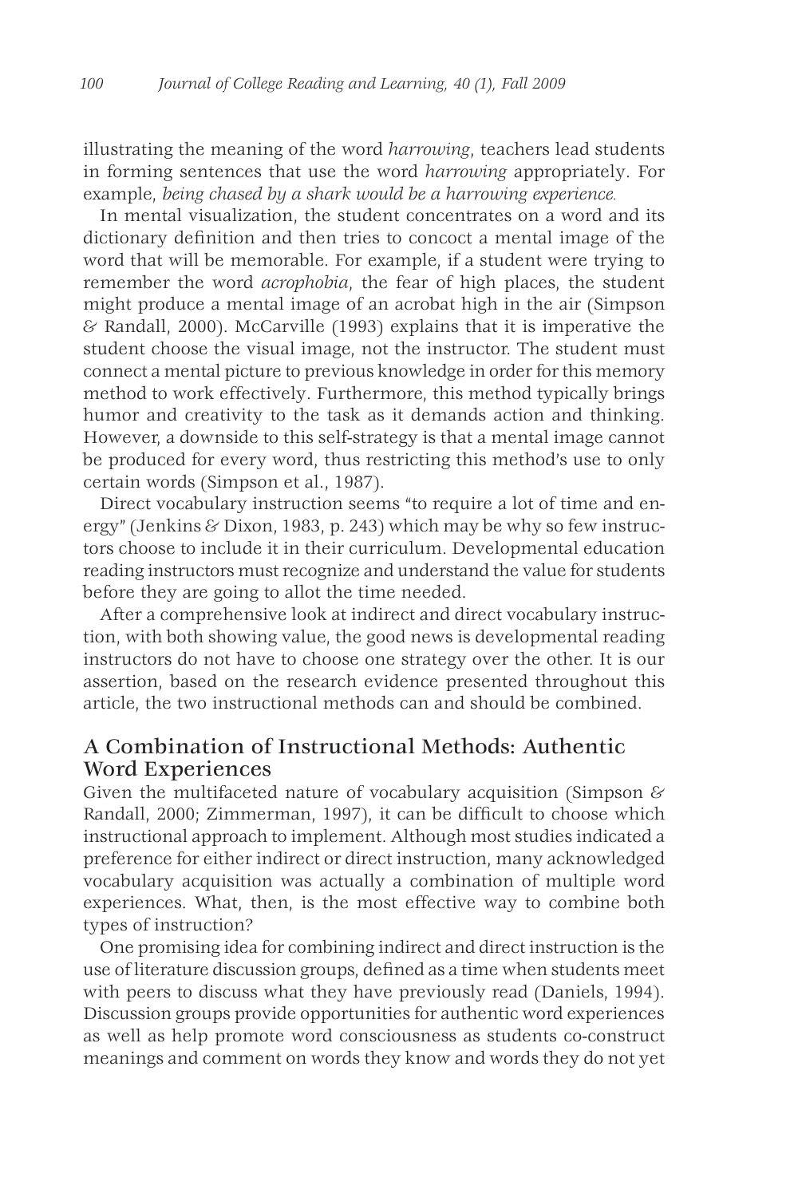illustrating the meaning of the word *harrowing*, teachers lead students in forming sentences that use the word *harrowing* appropriately. For example, *being chased by a shark would be a harrowing experience.*

In mental visualization, the student concentrates on a word and its dictionary definition and then tries to concoct a mental image of the word that will be memorable. For example, if a student were trying to remember the word *acrophobia*, the fear of high places, the student might produce a mental image of an acrobat high in the air (Simpson & Randall, 2000). McCarville (1993) explains that it is imperative the student choose the visual image, not the instructor. The student must connect a mental picture to previous knowledge in order for this memory method to work effectively. Furthermore, this method typically brings humor and creativity to the task as it demands action and thinking. However, a downside to this self-strategy is that a mental image cannot be produced for every word, thus restricting this method's use to only certain words (Simpson et al., 1987).

Direct vocabulary instruction seems "to require a lot of time and energy" (Jenkins & Dixon, 1983, p. 243) which may be why so few instructors choose to include it in their curriculum. Developmental education reading instructors must recognize and understand the value for students before they are going to allot the time needed.

After a comprehensive look at indirect and direct vocabulary instruction, with both showing value, the good news is developmental reading instructors do not have to choose one strategy over the other. It is our assertion, based on the research evidence presented throughout this article, the two instructional methods can and should be combined.

## A Combination of Instructional Methods: Authentic Word Experiences

Given the multifaceted nature of vocabulary acquisition (Simpson & Randall, 2000; Zimmerman, 1997), it can be difficult to choose which instructional approach to implement. Although most studies indicated a preference for either indirect or direct instruction, many acknowledged vocabulary acquisition was actually a combination of multiple word experiences. What, then, is the most effective way to combine both types of instruction?

One promising idea for combining indirect and direct instruction is the use of literature discussion groups, defined as a time when students meet with peers to discuss what they have previously read (Daniels, 1994). Discussion groups provide opportunities for authentic word experiences as well as help promote word consciousness as students co-construct meanings and comment on words they know and words they do not yet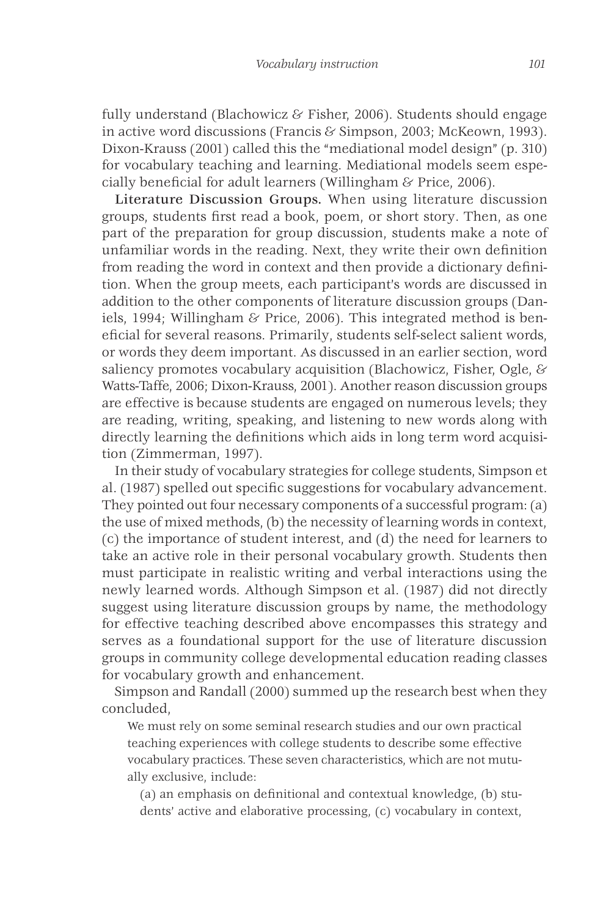fully understand (Blachowicz & Fisher, 2006). Students should engage in active word discussions (Francis & Simpson, 2003; McKeown, 1993). Dixon-Krauss (2001) called this the "mediational model design" (p. 310) for vocabulary teaching and learning. Mediational models seem especially beneficial for adult learners (Willingham & Price, 2006).

**Literature Discussion Groups.** When using literature discussion groups, students first read a book, poem, or short story. Then, as one part of the preparation for group discussion, students make a note of unfamiliar words in the reading. Next, they write their own definition from reading the word in context and then provide a dictionary definition. When the group meets, each participant's words are discussed in addition to the other components of literature discussion groups (Daniels, 1994; Willingham & Price, 2006). This integrated method is beneficial for several reasons. Primarily, students self-select salient words, or words they deem important. As discussed in an earlier section, word saliency promotes vocabulary acquisition (Blachowicz, Fisher, Ogle, & Watts-Taffe, 2006; Dixon-Krauss, 2001). Another reason discussion groups are effective is because students are engaged on numerous levels; they are reading, writing, speaking, and listening to new words along with directly learning the definitions which aids in long term word acquisition (Zimmerman, 1997).

In their study of vocabulary strategies for college students, Simpson et al. (1987) spelled out specific suggestions for vocabulary advancement. They pointed out four necessary components of a successful program: (a) the use of mixed methods, (b) the necessity of learning words in context, (c) the importance of student interest, and (d) the need for learners to take an active role in their personal vocabulary growth. Students then must participate in realistic writing and verbal interactions using the newly learned words. Although Simpson et al. (1987) did not directly suggest using literature discussion groups by name, the methodology for effective teaching described above encompasses this strategy and serves as a foundational support for the use of literature discussion groups in community college developmental education reading classes for vocabulary growth and enhancement.

Simpson and Randall (2000) summed up the research best when they concluded,

> We must rely on some seminal research studies and our own practical teaching experiences with college students to describe some effective vocabulary practices. These seven characteristics, which are not mutually exclusive, include:
>
> (a) an emphasis on definitional and contextual knowledge, (b) students' active and elaborative processing, (c) vocabulary in context,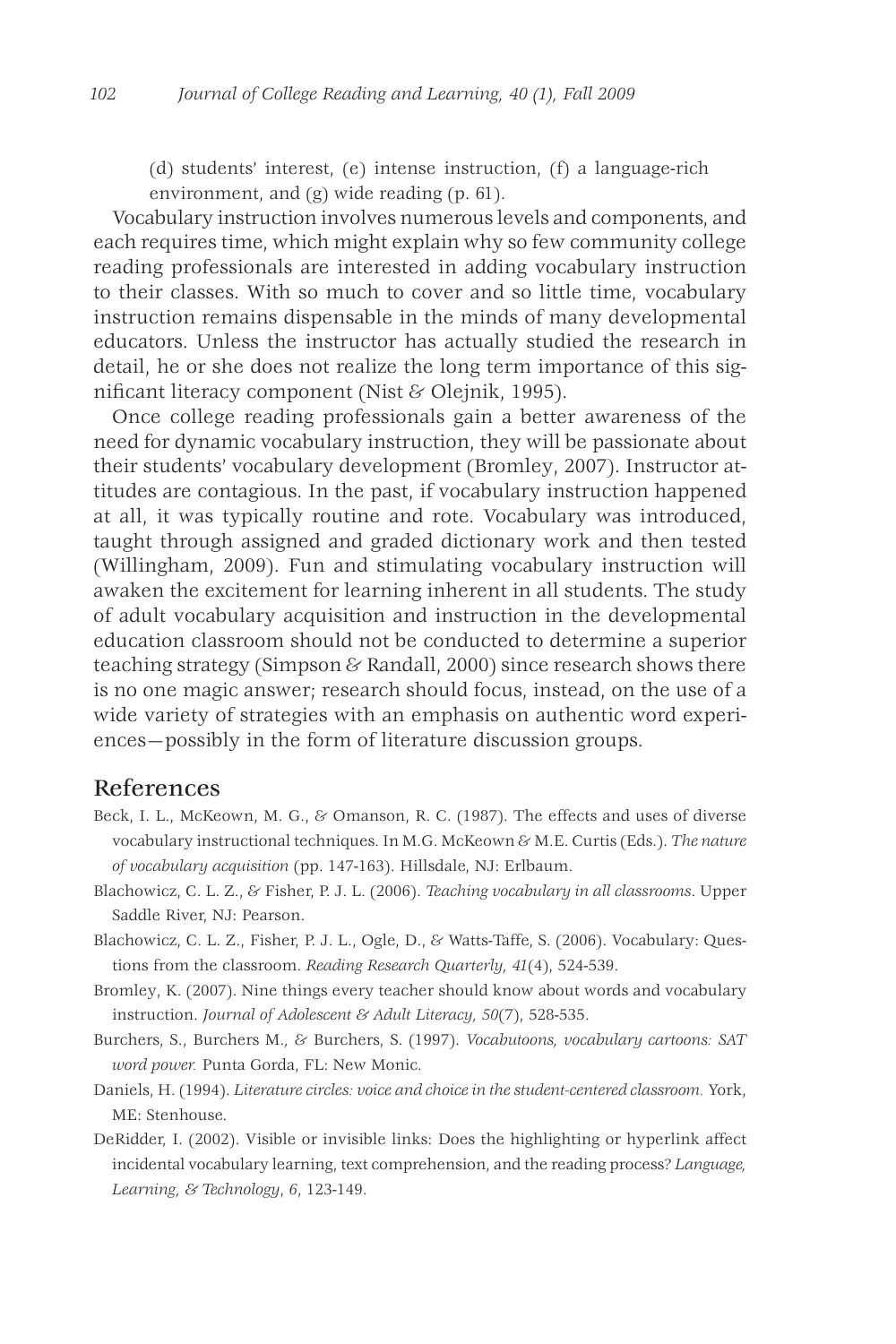(d) students' interest, (e) intense instruction, (f) a language-rich environment, and (g) wide reading (p. 61).

Vocabulary instruction involves numerous levels and components, and each requires time, which might explain why so few community college reading professionals are interested in adding vocabulary instruction to their classes. With so much to cover and so little time, vocabulary instruction remains dispensable in the minds of many developmental educators. Unless the instructor has actually studied the research in detail, he or she does not realize the long term importance of this significant literacy component (Nist & Olejnik, 1995).

Once college reading professionals gain a better awareness of the need for dynamic vocabulary instruction, they will be passionate about their students' vocabulary development (Bromley, 2007). Instructor attitudes are contagious. In the past, if vocabulary instruction happened at all, it was typically routine and rote. Vocabulary was introduced, taught through assigned and graded dictionary work and then tested (Willingham, 2009). Fun and stimulating vocabulary instruction will awaken the excitement for learning inherent in all students. The study of adult vocabulary acquisition and instruction in the developmental education classroom should not be conducted to determine a superior teaching strategy (Simpson & Randall, 2000) since research shows there is no one magic answer; research should focus, instead, on the use of a wide variety of strategies with an emphasis on authentic word experiences—possibly in the form of literature discussion groups.

## References

Beck, I. L., McKeown, M. G., & Omanson, R. C. (1987). The effects and uses of diverse vocabulary instructional techniques. In M.G. McKeown & M.E. Curtis (Eds.). *The nature of vocabulary acquisition* (pp. 147-163). Hillsdale, NJ: Erlbaum.

Blachowicz, C. L. Z., & Fisher, P. J. L. (2006). *Teaching vocabulary in all classrooms*. Upper Saddle River, NJ: Pearson.

Blachowicz, C. L. Z., Fisher, P. J. L., Ogle, D., & Watts-Taffe, S. (2006). Vocabulary: Questions from the classroom. *Reading Research Quarterly, 41*(4), 524-539.

Bromley, K. (2007). Nine things every teacher should know about words and vocabulary instruction. *Journal of Adolescent & Adult Literacy, 50*(7), 528-535.

Burchers, S., Burchers M., & Burchers, S. (1997). *Vocabutoons, vocabulary cartoons: SAT word power.* Punta Gorda, FL: New Monic.

Daniels, H. (1994). *Literature circles: voice and choice in the student-centered classroom.* York, ME: Stenhouse.

DeRidder, I. (2002). Visible or invisible links: Does the highlighting or hyperlink affect incidental vocabulary learning, text comprehension, and the reading process? *Language, Learning, & Technology*, *6*, 123-149.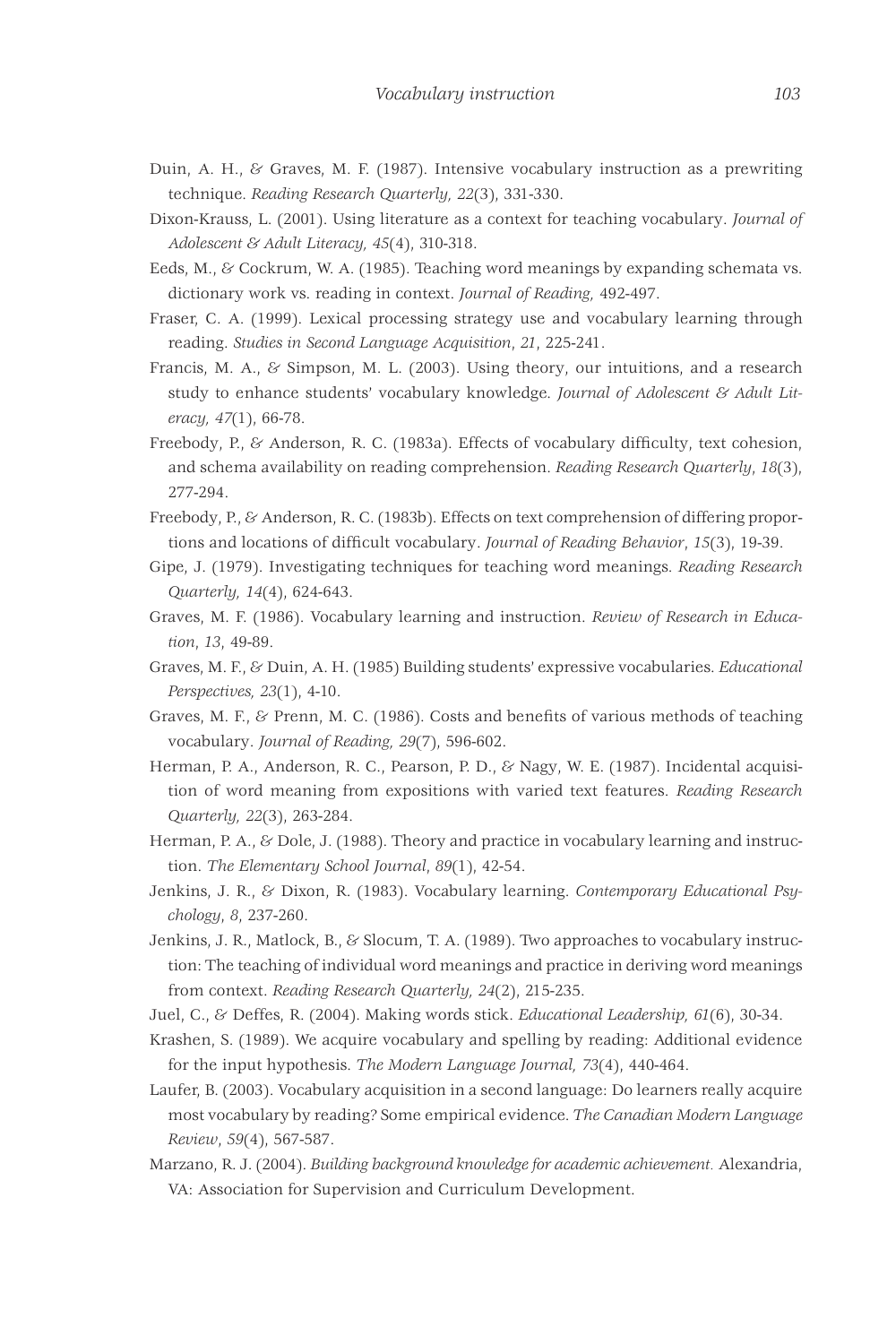Duin, A. H., & Graves, M. F. (1987). Intensive vocabulary instruction as a prewriting technique. *Reading Research Quarterly, 22*(3), 331-330.

Dixon-Krauss, L. (2001). Using literature as a context for teaching vocabulary. *Journal of Adolescent & Adult Literacy, 45*(4), 310-318.

Eeds, M., & Cockrum, W. A. (1985). Teaching word meanings by expanding schemata vs. dictionary work vs. reading in context. *Journal of Reading,* 492-497.

Fraser, C. A. (1999). Lexical processing strategy use and vocabulary learning through reading. *Studies in Second Language Acquisition*, *21*, 225-241.

Francis, M. A., & Simpson, M. L. (2003). Using theory, our intuitions, and a research study to enhance students' vocabulary knowledge. *Journal of Adolescent & Adult Literacy, 47*(1), 66-78.

Freebody, P., & Anderson, R. C. (1983a). Effects of vocabulary difficulty, text cohesion, and schema availability on reading comprehension. *Reading Research Quarterly*, *18*(3), 277-294.

Freebody, P., & Anderson, R. C. (1983b). Effects on text comprehension of differing proportions and locations of difficult vocabulary. *Journal of Reading Behavior*, *15*(3), 19-39.

Gipe, J. (1979). Investigating techniques for teaching word meanings. *Reading Research Quarterly, 14*(4), 624-643.

Graves, M. F. (1986). Vocabulary learning and instruction. *Review of Research in Education*, *13*, 49-89.

Graves, M. F., & Duin, A. H. (1985) Building students' expressive vocabularies. *Educational Perspectives, 23*(1), 4-10.

Graves, M. F., & Prenn, M. C. (1986). Costs and benefits of various methods of teaching vocabulary. *Journal of Reading, 29*(7), 596-602.

Herman, P. A., Anderson, R. C., Pearson, P. D., & Nagy, W. E. (1987). Incidental acquisition of word meaning from expositions with varied text features. *Reading Research Quarterly, 22*(3), 263-284.

Herman, P. A., & Dole, J. (1988). Theory and practice in vocabulary learning and instruction. *The Elementary School Journal*, *89*(1), 42-54.

Jenkins, J. R., & Dixon, R. (1983). Vocabulary learning. *Contemporary Educational Psychology*, *8*, 237-260.

Jenkins, J. R., Matlock, B., & Slocum, T. A. (1989). Two approaches to vocabulary instruction: The teaching of individual word meanings and practice in deriving word meanings from context. *Reading Research Quarterly, 24*(2), 215-235.

Juel, C., & Deffes, R. (2004). Making words stick. *Educational Leadership, 61*(6), 30-34.

Krashen, S. (1989). We acquire vocabulary and spelling by reading: Additional evidence for the input hypothesis. *The Modern Language Journal, 73*(4), 440-464.

Laufer, B. (2003). Vocabulary acquisition in a second language: Do learners really acquire most vocabulary by reading? Some empirical evidence. *The Canadian Modern Language Review*, *59*(4), 567-587.

Marzano, R. J. (2004). *Building background knowledge for academic achievement.* Alexandria, VA: Association for Supervision and Curriculum Development.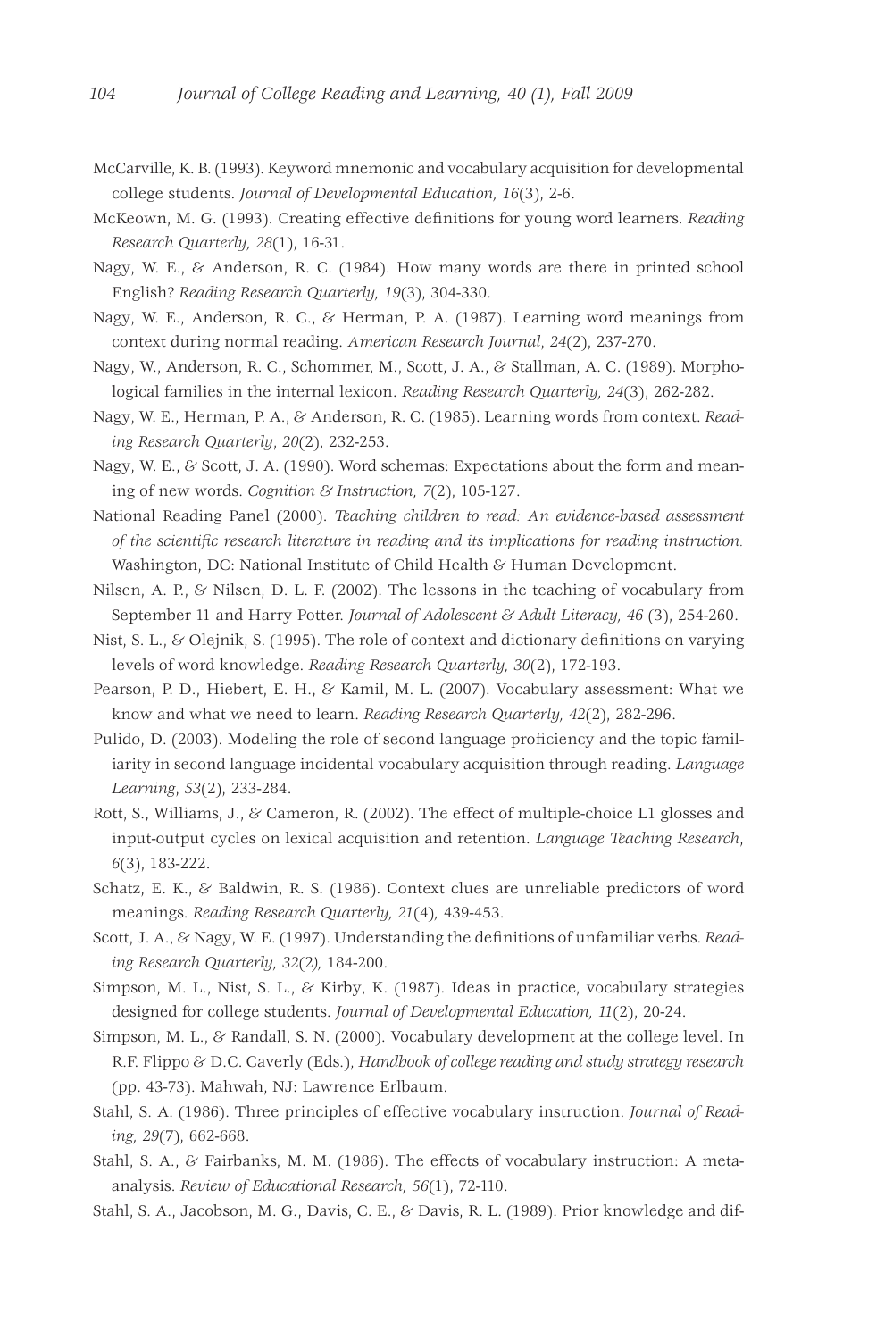McCarville, K. B. (1993). Keyword mnemonic and vocabulary acquisition for developmental college students. *Journal of Developmental Education, 16*(3), 2-6.

McKeown, M. G. (1993). Creating effective definitions for young word learners. *Reading Research Quarterly, 28*(1), 16-31.

Nagy, W. E., & Anderson, R. C. (1984). How many words are there in printed school English? *Reading Research Quarterly, 19*(3), 304-330.

Nagy, W. E., Anderson, R. C., & Herman, P. A. (1987). Learning word meanings from context during normal reading. *American Research Journal*, *24*(2), 237-270.

Nagy, W., Anderson, R. C., Schommer, M., Scott, J. A., & Stallman, A. C. (1989). Morphological families in the internal lexicon. *Reading Research Quarterly, 24*(3), 262-282.

Nagy, W. E., Herman, P. A., & Anderson, R. C. (1985). Learning words from context. *Reading Research Quarterly*, *20*(2), 232-253.

Nagy, W. E., & Scott, J. A. (1990). Word schemas: Expectations about the form and meaning of new words. *Cognition & Instruction, 7*(2), 105-127.

National Reading Panel (2000). *Teaching children to read: An evidence-based assessment of the scientific research literature in reading and its implications for reading instruction.* Washington, DC: National Institute of Child Health & Human Development.

Nilsen, A. P., & Nilsen, D. L. F. (2002). The lessons in the teaching of vocabulary from September 11 and Harry Potter. *Journal of Adolescent & Adult Literacy, 46* (3), 254-260.

Nist, S. L., & Olejnik, S. (1995). The role of context and dictionary definitions on varying levels of word knowledge. *Reading Research Quarterly, 30*(2), 172-193.

Pearson, P. D., Hiebert, E. H., & Kamil, M. L. (2007). Vocabulary assessment: What we know and what we need to learn. *Reading Research Quarterly, 42*(2), 282-296.

Pulido, D. (2003). Modeling the role of second language proficiency and the topic familiarity in second language incidental vocabulary acquisition through reading. *Language Learning*, *53*(2), 233-284.

Rott, S., Williams, J., & Cameron, R. (2002). The effect of multiple-choice L1 glosses and input-output cycles on lexical acquisition and retention. *Language Teaching Research*, *6*(3), 183-222.

Schatz, E. K., & Baldwin, R. S. (1986). Context clues are unreliable predictors of word meanings. *Reading Research Quarterly, 21*(4)*,* 439-453.

Scott, J. A., & Nagy, W. E. (1997). Understanding the definitions of unfamiliar verbs. *Reading Research Quarterly, 32*(2*),* 184-200.

Simpson, M. L., Nist, S. L., & Kirby, K. (1987). Ideas in practice, vocabulary strategies designed for college students. *Journal of Developmental Education, 11*(2), 20-24.

Simpson, M. L., & Randall, S. N. (2000). Vocabulary development at the college level. In R.F. Flippo & D.C. Caverly (Eds.), *Handbook of college reading and study strategy research* (pp. 43-73). Mahwah, NJ: Lawrence Erlbaum.

Stahl, S. A. (1986). Three principles of effective vocabulary instruction. *Journal of Reading, 29*(7), 662-668.

Stahl, S. A., & Fairbanks, M. M. (1986). The effects of vocabulary instruction: A meta-analysis. *Review of Educational Research, 56*(1), 72-110.

Stahl, S. A., Jacobson, M. G., Davis, C. E., & Davis, R. L. (1989). Prior knowledge and dif-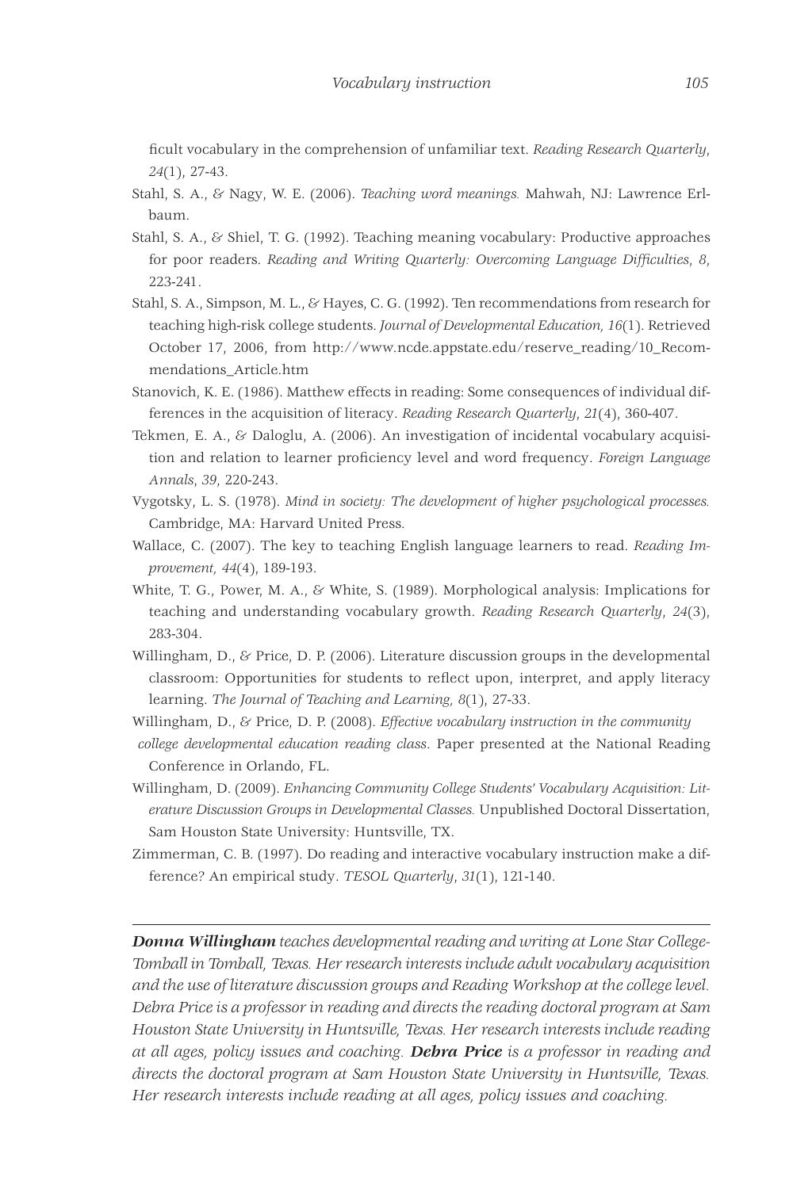ficult vocabulary in the comprehension of unfamiliar text. *Reading Research Quarterly*, *24*(1), 27-43.

Stahl, S. A., & Nagy, W. E. (2006). *Teaching word meanings.* Mahwah, NJ: Lawrence Erlbaum.

Stahl, S. A., & Shiel, T. G. (1992). Teaching meaning vocabulary: Productive approaches for poor readers. *Reading and Writing Quarterly: Overcoming Language Difficulties*, *8*, 223-241.

Stahl, S. A., Simpson, M. L., & Hayes, C. G. (1992). Ten recommendations from research for teaching high-risk college students. *Journal of Developmental Education, 16*(1). Retrieved October 17, 2006, from http://www.ncde.appstate.edu/reserve_reading/10_Recommendations_Article.htm

Stanovich, K. E. (1986). Matthew effects in reading: Some consequences of individual differences in the acquisition of literacy. *Reading Research Quarterly*, *21*(4), 360-407.

Tekmen, E. A., & Daloglu, A. (2006). An investigation of incidental vocabulary acquisition and relation to learner proficiency level and word frequency. *Foreign Language Annals*, *39*, 220-243.

Vygotsky, L. S. (1978). *Mind in society: The development of higher psychological processes.* Cambridge, MA: Harvard United Press.

Wallace, C. (2007). The key to teaching English language learners to read. *Reading Improvement, 44*(4), 189-193.

White, T. G., Power, M. A., & White, S. (1989). Morphological analysis: Implications for teaching and understanding vocabulary growth. *Reading Research Quarterly*, *24*(3), 283-304.

Willingham, D., & Price, D. P. (2006). Literature discussion groups in the developmental classroom: Opportunities for students to reflect upon, interpret, and apply literacy learning. *The Journal of Teaching and Learning, 8*(1), 27-33.

Willingham, D., & Price, D. P. (2008). *Effective vocabulary instruction in the community college developmental education reading class.* Paper presented at the National Reading Conference in Orlando, FL.

Willingham, D. (2009). *Enhancing Community College Students' Vocabulary Acquisition: Literature Discussion Groups in Developmental Classes.* Unpublished Doctoral Dissertation, Sam Houston State University: Huntsville, TX.

Zimmerman, C. B. (1997). Do reading and interactive vocabulary instruction make a difference? An empirical study. *TESOL Quarterly*, *31*(1), 121-140.

---

***Donna Willingham*** *teaches developmental reading and writing at Lone Star College-Tomball in Tomball, Texas. Her research interests include adult vocabulary acquisition and the use of literature discussion groups and Reading Workshop at the college level. Debra Price is a professor in reading and directs the reading doctoral program at Sam Houston State University in Huntsville, Texas. Her research interests include reading at all ages, policy issues and coaching.* ***Debra Price*** *is a professor in reading and directs the doctoral program at Sam Houston State University in Huntsville, Texas. Her research interests include reading at all ages, policy issues and coaching.*